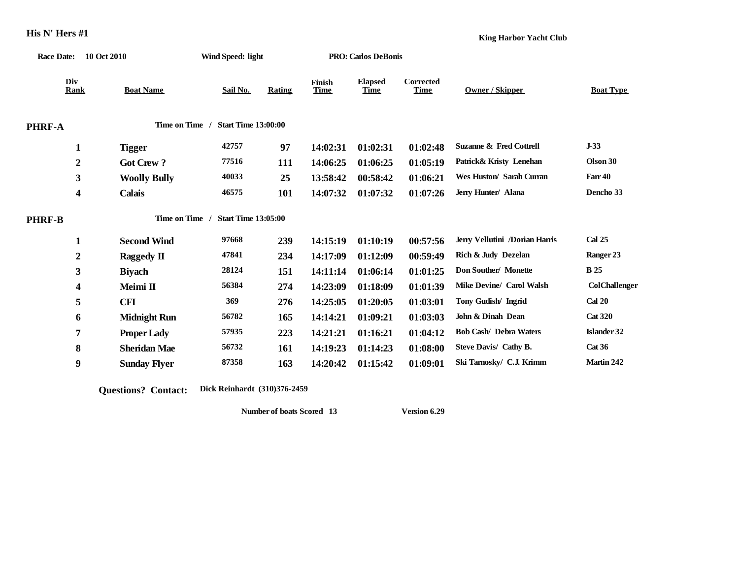# His N' Hers #1

**King Harbor Yacht Club**

**Race Date:** 10 Oct 2010 **Wind Speed:** light **PRO:** Carlos DeBonis

| Div Rank | Boat Name | Sail No. | Rating | Finish Time | Elapsed Time | Corrected Time | Owner / Skipper | Boat Type |
|---|---|---|---|---|---|---|---|---|
| **PHRF-A** | Time on Time / Start Time 13:00:00 | | | | | | | |
| 1 | Tigger | 42757 | 97 | 14:02:31 | 01:02:31 | 01:02:48 | Suzanne & Fred Cottrell | J-33 |
| 2 | Got Crew ? | 77516 | 111 | 14:06:25 | 01:06:25 | 01:05:19 | Patrick& Kristy Lenehan | Olson 30 |
| 3 | Woolly Bully | 40033 | 25 | 13:58:42 | 00:58:42 | 01:06:21 | Wes Huston/ Sarah Curran | Farr 40 |
| 4 | Calais | 46575 | 101 | 14:07:32 | 01:07:32 | 01:07:26 | Jerry Hunter/ Alana | Dencho 33 |
| **PHRF-B** | Time on Time / Start Time 13:05:00 | | | | | | | |
| 1 | Second Wind | 97668 | 239 | 14:15:19 | 01:10:19 | 00:57:56 | Jerry Vellutini /Dorian Harris | Cal 25 |
| 2 | Raggedy II | 47841 | 234 | 14:17:09 | 01:12:09 | 00:59:49 | Rich & Judy Dezelan | Ranger 23 |
| 3 | Biyach | 28124 | 151 | 14:11:14 | 01:06:14 | 01:01:25 | Don Souther/ Monette | B 25 |
| 4 | Meimi II | 56384 | 274 | 14:23:09 | 01:18:09 | 01:01:39 | Mike Devine/ Carol Walsh | ColChallenger |
| 5 | CFI | 369 | 276 | 14:25:05 | 01:20:05 | 01:03:01 | Tony Gudish/ Ingrid | Cal 20 |
| 6 | Midnight Run | 56782 | 165 | 14:14:21 | 01:09:21 | 01:03:03 | John & Dinah Dean | Cat 320 |
| 7 | Proper Lady | 57935 | 223 | 14:21:21 | 01:16:21 | 01:04:12 | Bob Cash/ Debra Waters | Islander 32 |
| 8 | Sheridan Mae | 56732 | 161 | 14:19:23 | 01:14:23 | 01:08:00 | Steve Davis/ Cathy B. | Cat 36 |
| 9 | Sunday Flyer | 87358 | 163 | 14:20:42 | 01:15:42 | 01:09:01 | Ski Tarnosky/ C.J. Krimm | Martin 242 |

**Questions? Contact:** Dick Reinhardt (310)376-2459

**Number of boats Scored 13** **Version 6.29**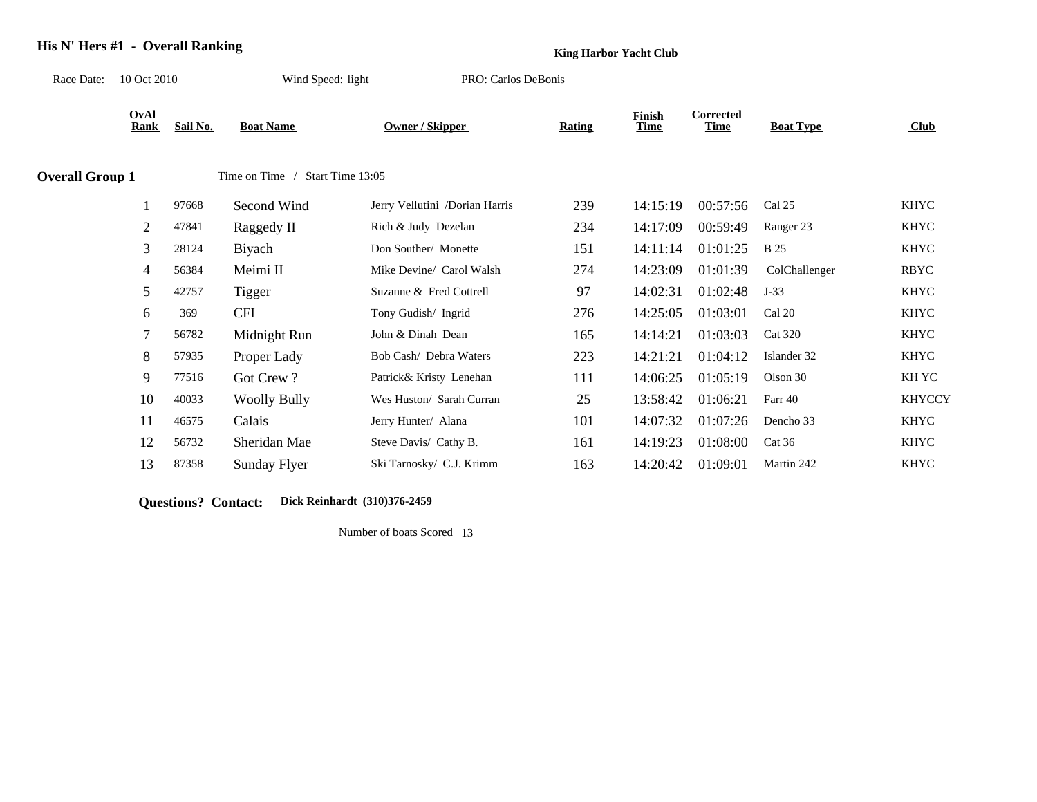## His N' Hers #1 - Overall Ranking

**King Harbor Yacht Club**

Race Date: 10 Oct 2010 Wind Speed: light PRO: Carlos DeBonis

**Overall Group 1** Time on Time / Start Time 13:05

| OvAl Rank | Sail No. | Boat Name | Owner / Skipper | Rating | Finish Time | Corrected Time | Boat Type | Club |
|---|---|---|---|---|---|---|---|---|
| 1 | 97668 | Second Wind | Jerry Vellutini /Dorian Harris | 239 | 14:15:19 | 00:57:56 | Cal 25 | KHYC |
| 2 | 47841 | Raggedy II | Rich & Judy Dezelan | 234 | 14:17:09 | 00:59:49 | Ranger 23 | KHYC |
| 3 | 28124 | Biyach | Don Souther/ Monette | 151 | 14:11:14 | 01:01:25 | B 25 | KHYC |
| 4 | 56384 | Meimi II | Mike Devine/ Carol Walsh | 274 | 14:23:09 | 01:01:39 | ColChallenger | RBYC |
| 5 | 42757 | Tigger | Suzanne & Fred Cottrell | 97 | 14:02:31 | 01:02:48 | J-33 | KHYC |
| 6 | 369 | CFI | Tony Gudish/ Ingrid | 276 | 14:25:05 | 01:03:01 | Cal 20 | KHYC |
| 7 | 56782 | Midnight Run | John & Dinah Dean | 165 | 14:14:21 | 01:03:03 | Cat 320 | KHYC |
| 8 | 57935 | Proper Lady | Bob Cash/ Debra Waters | 223 | 14:21:21 | 01:04:12 | Islander 32 | KHYC |
| 9 | 77516 | Got Crew ? | Patrick& Kristy Lenehan | 111 | 14:06:25 | 01:05:19 | Olson 30 | KH YC |
| 10 | 40033 | Woolly Bully | Wes Huston/ Sarah Curran | 25 | 13:58:42 | 01:06:21 | Farr 40 | KHYCCY |
| 11 | 46575 | Calais | Jerry Hunter/ Alana | 101 | 14:07:32 | 01:07:26 | Dencho 33 | KHYC |
| 12 | 56732 | Sheridan Mae | Steve Davis/ Cathy B. | 161 | 14:19:23 | 01:08:00 | Cat 36 | KHYC |
| 13 | 87358 | Sunday Flyer | Ski Tarnosky/ C.J. Krimm | 163 | 14:20:42 | 01:09:01 | Martin 242 | KHYC |

**Questions? Contact:** **Dick Reinhardt (310)376-2459**

Number of boats Scored 13